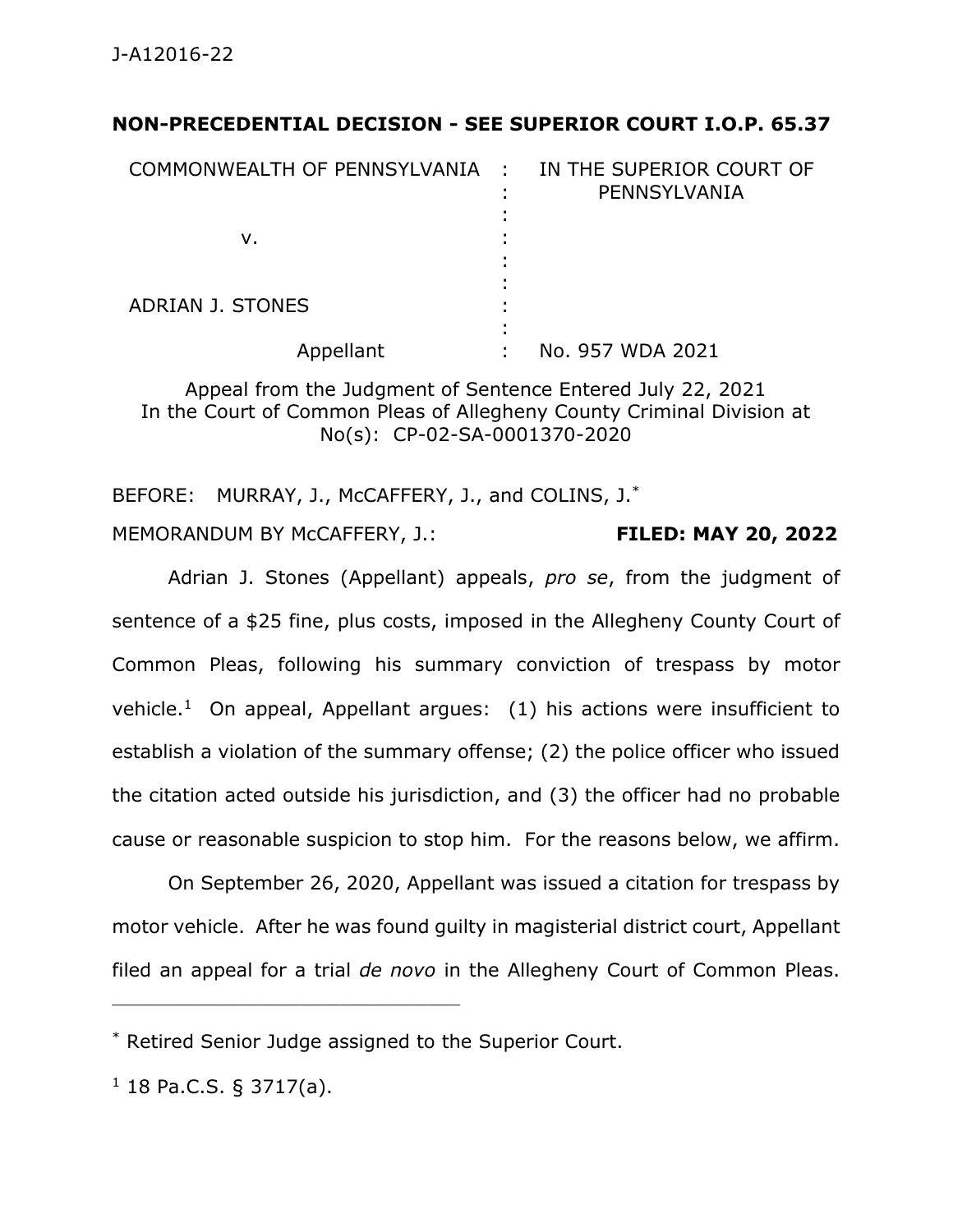J-A12016-22

**NON-PRECEDENTIAL DECISION - SEE SUPERIOR COURT I.O.P. 65.37**

| | | |
|---|---|---|
| COMMONWEALTH OF PENNSYLVANIA | : | IN THE SUPERIOR COURT OF PENNSYLVANIA |
| v. | : | |
| ADRIAN J. STONES | : | |
| Appellant | : | No. 957 WDA 2021 |

Appeal from the Judgment of Sentence Entered July 22, 2021
In the Court of Common Pleas of Allegheny County Criminal Division at No(s): CP-02-SA-0001370-2020

BEFORE: MURRAY, J., McCAFFERY, J., and COLINS, J.*

MEMORANDUM BY McCAFFERY, J.: **FILED: MAY 20, 2022**

Adrian J. Stones (Appellant) appeals, *pro se*, from the judgment of sentence of a $25 fine, plus costs, imposed in the Allegheny County Court of Common Pleas, following his summary conviction of trespass by motor vehicle.[1] On appeal, Appellant argues: (1) his actions were insufficient to establish a violation of the summary offense; (2) the police officer who issued the citation acted outside his jurisdiction, and (3) the officer had no probable cause or reasonable suspicion to stop him. For the reasons below, we affirm.

On September 26, 2020, Appellant was issued a citation for trespass by motor vehicle. After he was found guilty in magisterial district court, Appellant filed an appeal for a trial *de novo* in the Allegheny Court of Common Pleas.

---

* Retired Senior Judge assigned to the Superior Court.

[1] 18 Pa.C.S. § 3717(a).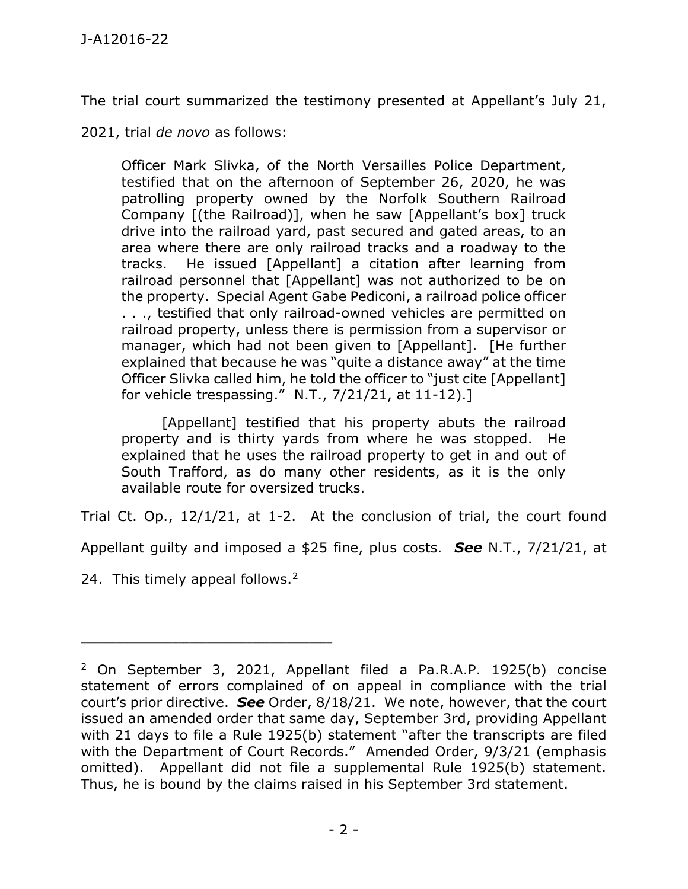The trial court summarized the testimony presented at Appellant's July 21, 2021, trial *de novo* as follows:

> Officer Mark Slivka, of the North Versailles Police Department, testified that on the afternoon of September 26, 2020, he was patrolling property owned by the Norfolk Southern Railroad Company [(the Railroad)], when he saw [Appellant's box] truck drive into the railroad yard, past secured and gated areas, to an area where there are only railroad tracks and a roadway to the tracks. He issued [Appellant] a citation after learning from railroad personnel that [Appellant] was not authorized to be on the property. Special Agent Gabe Pediconi, a railroad police officer . . ., testified that only railroad-owned vehicles are permitted on railroad property, unless there is permission from a supervisor or manager, which had not been given to [Appellant]. [He further explained that because he was "quite a distance away" at the time Officer Slivka called him, he told the officer to "just cite [Appellant] for vehicle trespassing." N.T., 7/21/21, at 11-12).]
>
> [Appellant] testified that his property abuts the railroad property and is thirty yards from where he was stopped. He explained that he uses the railroad property to get in and out of South Trafford, as do many other residents, as it is the only available route for oversized trucks.

Trial Ct. Op., 12/1/21, at 1-2. At the conclusion of trial, the court found Appellant guilty and imposed a $25 fine, plus costs. ***See*** N.T., 7/21/21, at 24. This timely appeal follows.[2]

---

[2] On September 3, 2021, Appellant filed a Pa.R.A.P. 1925(b) concise statement of errors complained of on appeal in compliance with the trial court's prior directive. ***See*** Order, 8/18/21. We note, however, that the court issued an amended order that same day, September 3rd, providing Appellant with 21 days to file a Rule 1925(b) statement "after the transcripts are filed with the Department of Court Records." Amended Order, 9/3/21 (emphasis omitted). Appellant did not file a supplemental Rule 1925(b) statement. Thus, he is bound by the claims raised in his September 3rd statement.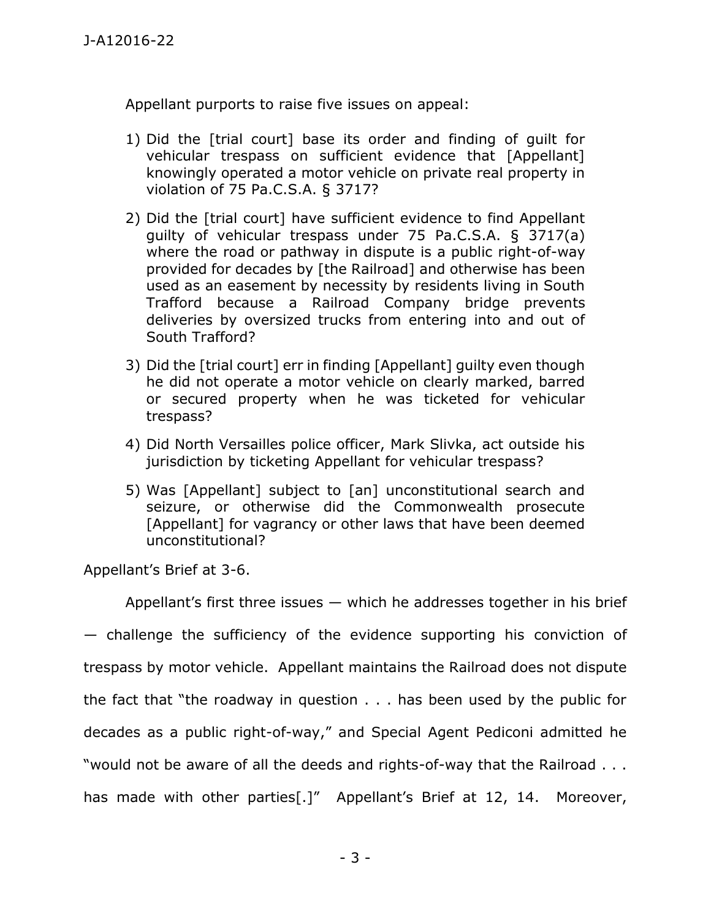Appellant purports to raise five issues on appeal:

1) Did the [trial court] base its order and finding of guilt for vehicular trespass on sufficient evidence that [Appellant] knowingly operated a motor vehicle on private real property in violation of 75 Pa.C.S.A. § 3717?

2) Did the [trial court] have sufficient evidence to find Appellant guilty of vehicular trespass under 75 Pa.C.S.A. § 3717(a) where the road or pathway in dispute is a public right-of-way provided for decades by [the Railroad] and otherwise has been used as an easement by necessity by residents living in South Trafford because a Railroad Company bridge prevents deliveries by oversized trucks from entering into and out of South Trafford?

3) Did the [trial court] err in finding [Appellant] guilty even though he did not operate a motor vehicle on clearly marked, barred or secured property when he was ticketed for vehicular trespass?

4) Did North Versailles police officer, Mark Slivka, act outside his jurisdiction by ticketing Appellant for vehicular trespass?

5) Was [Appellant] subject to [an] unconstitutional search and seizure, or otherwise did the Commonwealth prosecute [Appellant] for vagrancy or other laws that have been deemed unconstitutional?

Appellant's Brief at 3-6.

Appellant's first three issues — which he addresses together in his brief — challenge the sufficiency of the evidence supporting his conviction of trespass by motor vehicle. Appellant maintains the Railroad does not dispute the fact that "the roadway in question . . . has been used by the public for decades as a public right-of-way," and Special Agent Pediconi admitted he "would not be aware of all the deeds and rights-of-way that the Railroad . . . has made with other parties[.]" Appellant's Brief at 12, 14. Moreover,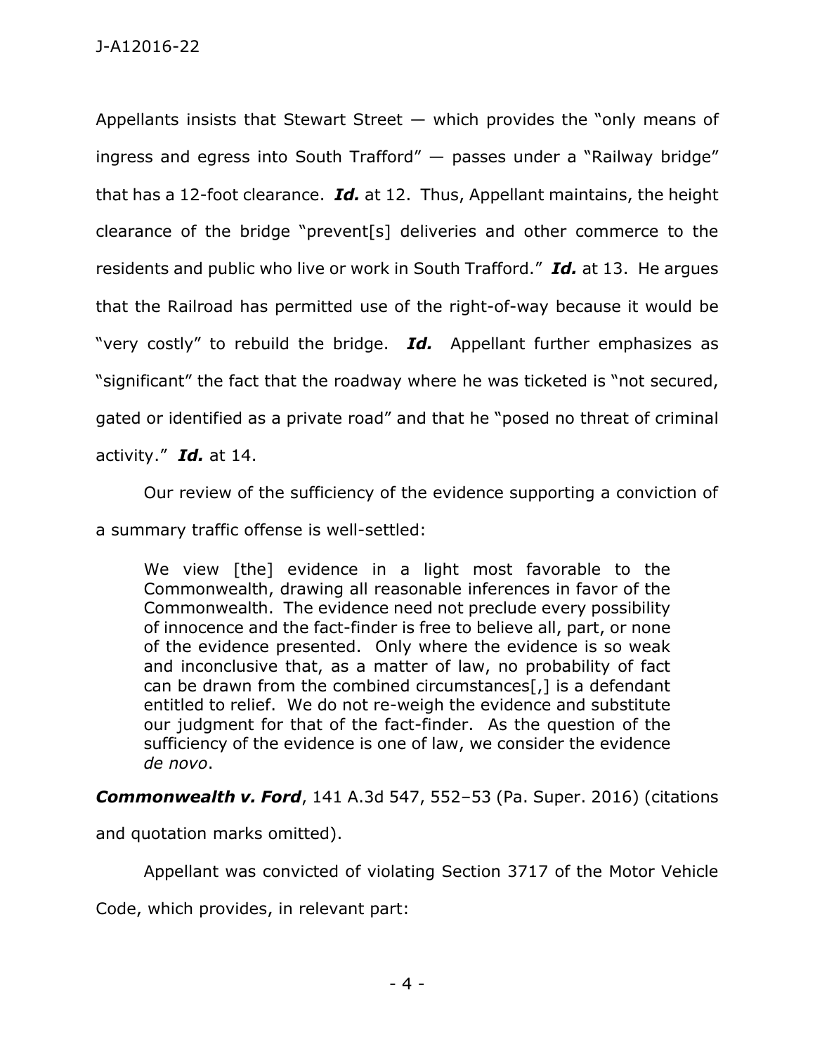Appellants insists that Stewart Street — which provides the "only means of ingress and egress into South Trafford" — passes under a "Railway bridge" that has a 12-foot clearance. ***Id.*** at 12. Thus, Appellant maintains, the height clearance of the bridge "prevent[s] deliveries and other commerce to the residents and public who live or work in South Trafford." ***Id.*** at 13. He argues that the Railroad has permitted use of the right-of-way because it would be "very costly" to rebuild the bridge. ***Id.*** Appellant further emphasizes as "significant" the fact that the roadway where he was ticketed is "not secured, gated or identified as a private road" and that he "posed no threat of criminal activity." ***Id.*** at 14.

Our review of the sufficiency of the evidence supporting a conviction of a summary traffic offense is well-settled:

> We view [the] evidence in a light most favorable to the Commonwealth, drawing all reasonable inferences in favor of the Commonwealth. The evidence need not preclude every possibility of innocence and the fact-finder is free to believe all, part, or none of the evidence presented. Only where the evidence is so weak and inconclusive that, as a matter of law, no probability of fact can be drawn from the combined circumstances[,] is a defendant entitled to relief. We do not re-weigh the evidence and substitute our judgment for that of the fact-finder. As the question of the sufficiency of the evidence is one of law, we consider the evidence *de novo*.

***Commonwealth v. Ford***, 141 A.3d 547, 552–53 (Pa. Super. 2016) (citations and quotation marks omitted).

Appellant was convicted of violating Section 3717 of the Motor Vehicle Code, which provides, in relevant part: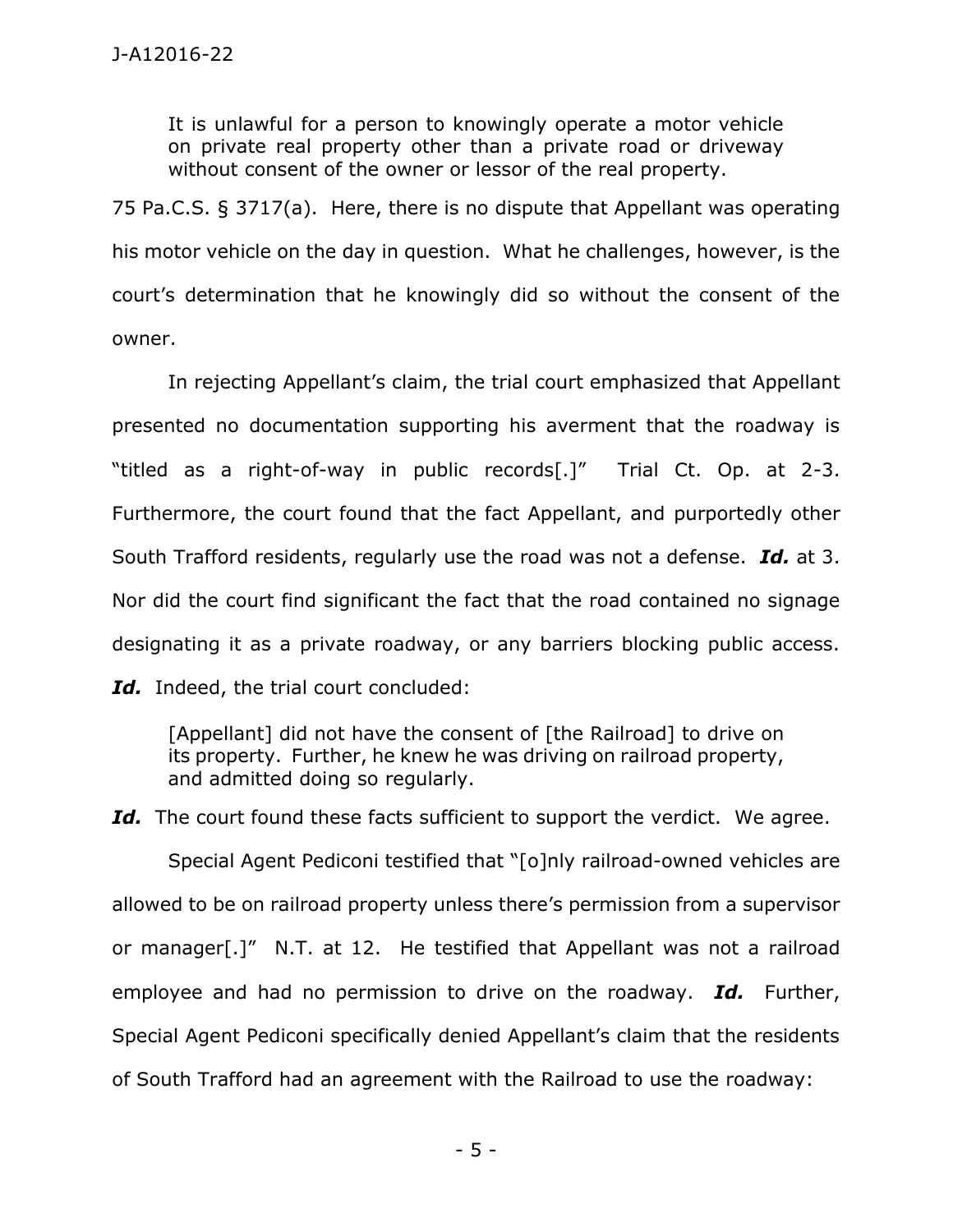> It is unlawful for a person to knowingly operate a motor vehicle on private real property other than a private road or driveway without consent of the owner or lessor of the real property.

75 Pa.C.S. § 3717(a). Here, there is no dispute that Appellant was operating his motor vehicle on the day in question. What he challenges, however, is the court's determination that he knowingly did so without the consent of the owner.

In rejecting Appellant's claim, the trial court emphasized that Appellant presented no documentation supporting his averment that the roadway is "titled as a right-of-way in public records[.]" Trial Ct. Op. at 2-3. Furthermore, the court found that the fact Appellant, and purportedly other South Trafford residents, regularly use the road was not a defense. ***Id.*** at 3. Nor did the court find significant the fact that the road contained no signage designating it as a private roadway, or any barriers blocking public access. ***Id.*** Indeed, the trial court concluded:

> [Appellant] did not have the consent of [the Railroad] to drive on its property. Further, he knew he was driving on railroad property, and admitted doing so regularly.

***Id.*** The court found these facts sufficient to support the verdict. We agree.

Special Agent Pediconi testified that "[o]nly railroad-owned vehicles are allowed to be on railroad property unless there's permission from a supervisor or manager[.]" N.T. at 12. He testified that Appellant was not a railroad employee and had no permission to drive on the roadway. ***Id.*** Further, Special Agent Pediconi specifically denied Appellant's claim that the residents of South Trafford had an agreement with the Railroad to use the roadway: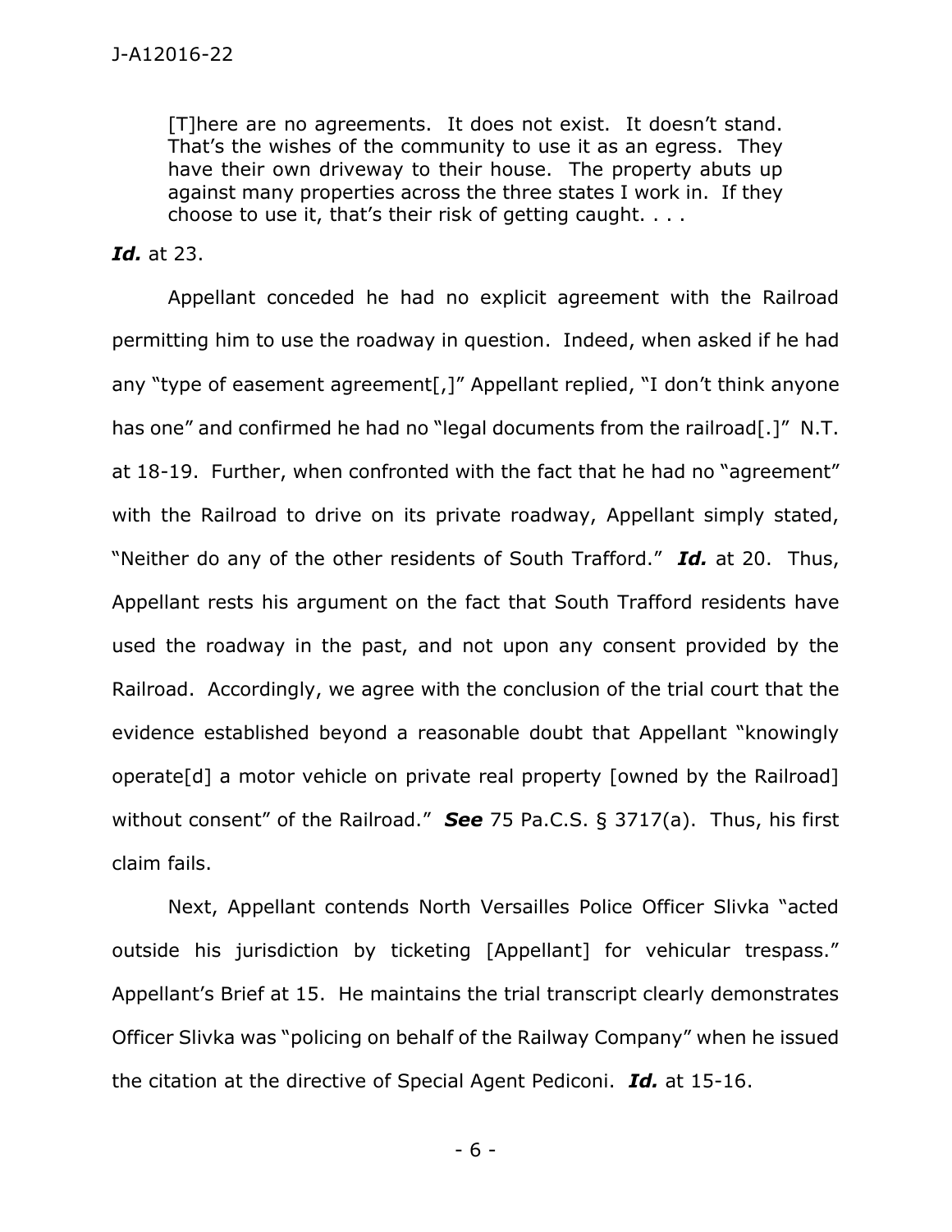> [T]here are no agreements. It does not exist. It doesn't stand. That's the wishes of the community to use it as an egress. They have their own driveway to their house. The property abuts up against many properties across the three states I work in. If they choose to use it, that's their risk of getting caught. . . .

***Id.*** at 23.

Appellant conceded he had no explicit agreement with the Railroad permitting him to use the roadway in question. Indeed, when asked if he had any "type of easement agreement[,]" Appellant replied, "I don't think anyone has one" and confirmed he had no "legal documents from the railroad[.]" N.T. at 18-19. Further, when confronted with the fact that he had no "agreement" with the Railroad to drive on its private roadway, Appellant simply stated, "Neither do any of the other residents of South Trafford." ***Id.*** at 20. Thus, Appellant rests his argument on the fact that South Trafford residents have used the roadway in the past, and not upon any consent provided by the Railroad. Accordingly, we agree with the conclusion of the trial court that the evidence established beyond a reasonable doubt that Appellant "knowingly operate[d] a motor vehicle on private real property [owned by the Railroad] without consent" of the Railroad." ***See*** 75 Pa.C.S. § 3717(a). Thus, his first claim fails.

Next, Appellant contends North Versailles Police Officer Slivka "acted outside his jurisdiction by ticketing [Appellant] for vehicular trespass." Appellant's Brief at 15. He maintains the trial transcript clearly demonstrates Officer Slivka was "policing on behalf of the Railway Company" when he issued the citation at the directive of Special Agent Pediconi. ***Id.*** at 15-16.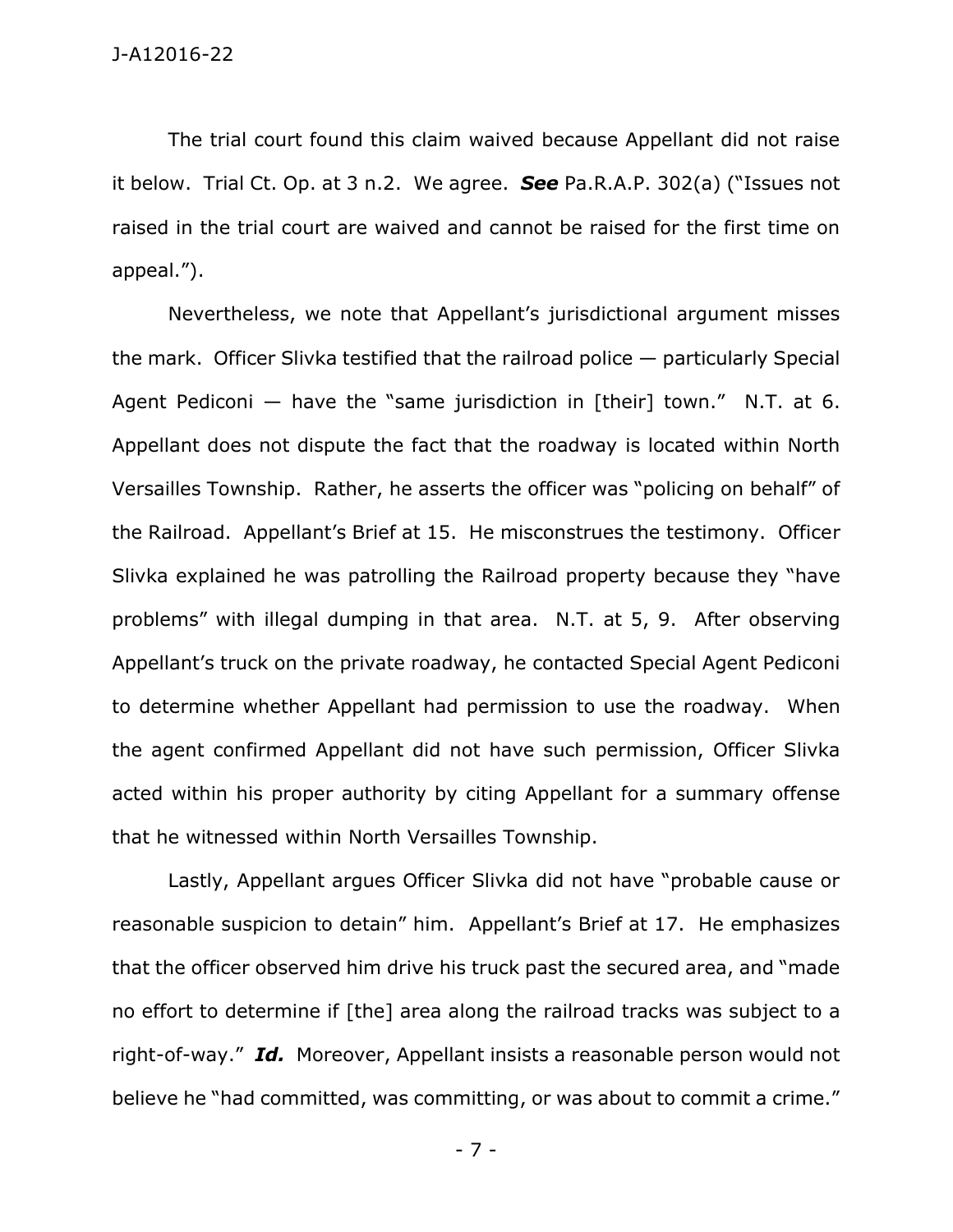The trial court found this claim waived because Appellant did not raise it below. Trial Ct. Op. at 3 n.2. We agree. ***See*** Pa.R.A.P. 302(a) ("Issues not raised in the trial court are waived and cannot be raised for the first time on appeal.").

Nevertheless, we note that Appellant's jurisdictional argument misses the mark. Officer Slivka testified that the railroad police — particularly Special Agent Pediconi — have the "same jurisdiction in [their] town." N.T. at 6. Appellant does not dispute the fact that the roadway is located within North Versailles Township. Rather, he asserts the officer was "policing on behalf" of the Railroad. Appellant's Brief at 15. He misconstrues the testimony. Officer Slivka explained he was patrolling the Railroad property because they "have problems" with illegal dumping in that area. N.T. at 5, 9. After observing Appellant's truck on the private roadway, he contacted Special Agent Pediconi to determine whether Appellant had permission to use the roadway. When the agent confirmed Appellant did not have such permission, Officer Slivka acted within his proper authority by citing Appellant for a summary offense that he witnessed within North Versailles Township.

Lastly, Appellant argues Officer Slivka did not have "probable cause or reasonable suspicion to detain" him. Appellant's Brief at 17. He emphasizes that the officer observed him drive his truck past the secured area, and "made no effort to determine if [the] area along the railroad tracks was subject to a right-of-way." ***Id.*** Moreover, Appellant insists a reasonable person would not believe he "had committed, was committing, or was about to commit a crime."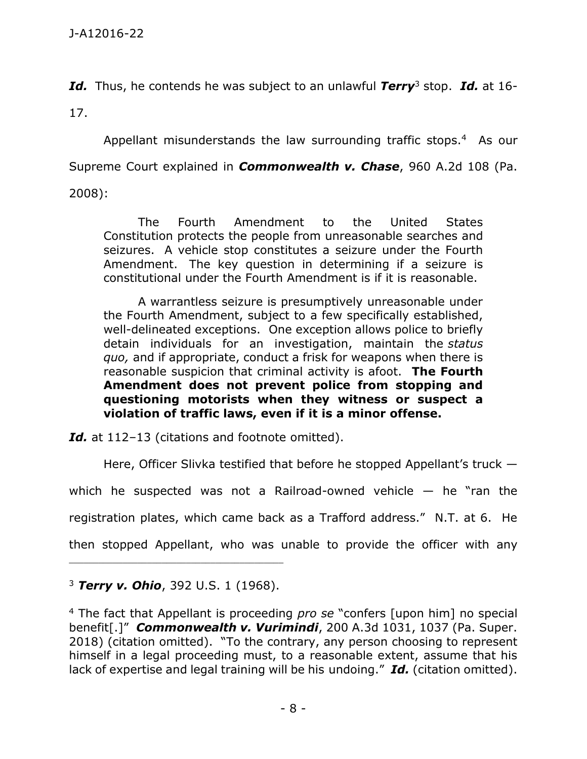***Id.*** Thus, he contends he was subject to an unlawful ***Terry***[3] stop. ***Id.*** at 16-17.

Appellant misunderstands the law surrounding traffic stops.[4] As our Supreme Court explained in ***Commonwealth v. Chase***, 960 A.2d 108 (Pa. 2008):

> The Fourth Amendment to the United States Constitution protects the people from unreasonable searches and seizures. A vehicle stop constitutes a seizure under the Fourth Amendment. The key question in determining if a seizure is constitutional under the Fourth Amendment is if it is reasonable.
>
> A warrantless seizure is presumptively unreasonable under the Fourth Amendment, subject to a few specifically established, well-delineated exceptions. One exception allows police to briefly detain individuals for an investigation, maintain the *status quo,* and if appropriate, conduct a frisk for weapons when there is reasonable suspicion that criminal activity is afoot. **The Fourth Amendment does not prevent police from stopping and questioning motorists when they witness or suspect a violation of traffic laws, even if it is a minor offense.**

***Id.*** at 112–13 (citations and footnote omitted).

Here, Officer Slivka testified that before he stopped Appellant's truck — which he suspected was not a Railroad-owned vehicle — he "ran the registration plates, which came back as a Trafford address." N.T. at 6. He then stopped Appellant, who was unable to provide the officer with any

---

[3] ***Terry v. Ohio***, 392 U.S. 1 (1968).

[4] The fact that Appellant is proceeding *pro se* "confers [upon him] no special benefit[.]" ***Commonwealth v. Vurimindi***, 200 A.3d 1031, 1037 (Pa. Super. 2018) (citation omitted). "To the contrary, any person choosing to represent himself in a legal proceeding must, to a reasonable extent, assume that his lack of expertise and legal training will be his undoing." ***Id.*** (citation omitted).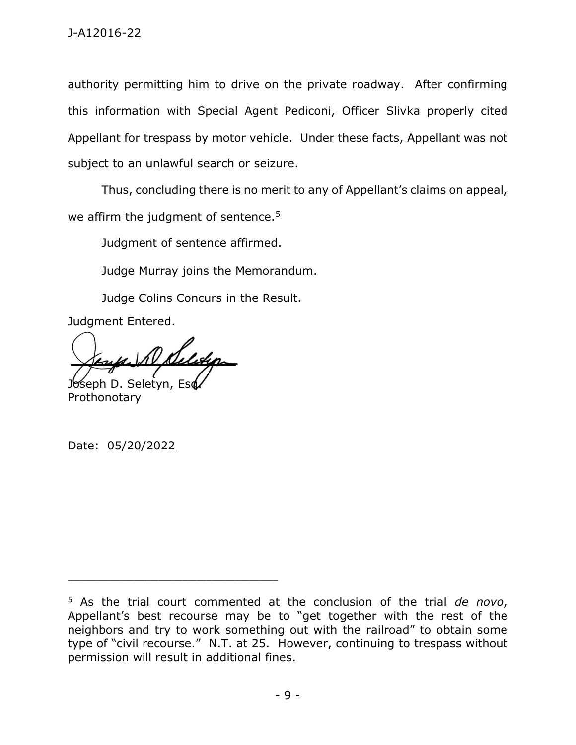authority permitting him to drive on the private roadway. After confirming this information with Special Agent Pediconi, Officer Slivka properly cited Appellant for trespass by motor vehicle. Under these facts, Appellant was not subject to an unlawful search or seizure.

Thus, concluding there is no merit to any of Appellant's claims on appeal, we affirm the judgment of sentence.[5]

Judgment of sentence affirmed.

Judge Murray joins the Memorandum.

Judge Colins Concurs in the Result.

Judgment Entered.

Joseph D. Seletyn, Esq.
Prothonotary

Date: 05/20/2022

---

[5] As the trial court commented at the conclusion of the trial *de novo*, Appellant's best recourse may be to "get together with the rest of the neighbors and try to work something out with the railroad" to obtain some type of "civil recourse." N.T. at 25. However, continuing to trespass without permission will result in additional fines.